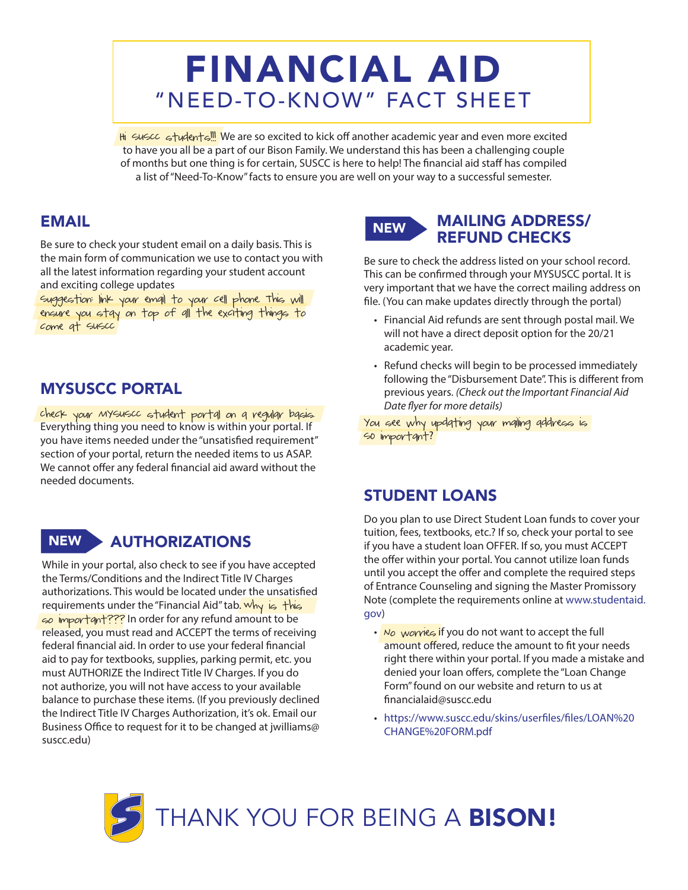# FINANCIAL AID

## "NEED-TO-KNOW" FACT SHEET

Hi SUSCC students!!! We are so excited to kick off another academic year and even more excited to have you all be a part of our Bison Family. We understand this has been a challenging couple of months but one thing is for certain, SUSCC is here to help! The financial aid staff has compiled a list of "Need-To-Know" facts to ensure you are well on your way to a successful semester.

## EMAIL

Be sure to check your student email on a daily basis. This is the main form of communication we use to contact you with all the latest information regarding your student account and exciting college updates

Suggestion: link your email to your cell phone. This will ensure you stay on top of all the exciting things to come at SUSCC

## MYSUSCC PORTAL

Check your MYSUSCC student portal on a regular basis. Everything thing you need to know is within your portal. If you have items needed under the "unsatisfied requirement" section of your portal, return the needed items to us ASAP. We cannot offer any federal financial aid award without the needed documents.

## NEW AUTHORIZATIONS

While in your portal, also check to see if you have accepted the Terms/Conditions and the Indirect Title IV Charges authorizations. This would be located under the unsatisfied requirements under the "Financial Aid" tab. Why is this so important??? In order for any refund amount to be released, you must read and ACCEPT the terms of receiving federal financial aid. In order to use your federal financial aid to pay for textbooks, supplies, parking permit, etc. you must AUTHORIZE the Indirect Title IV Charges. If you do not authorize, you will not have access to your available balance to purchase these items. (If you previously declined the Indirect Title IV Charges Authorization, it's ok. Email our Business Office to request for it to be changed at jwilliams@suscc.edu)

## NEW MAILING ADDRESS/ REFUND CHECKS

Be sure to check the address listed on your school record. This can be confirmed through your MYSUSCC portal. It is very important that we have the correct mailing address on file. (You can make updates directly through the portal)

- Financial Aid refunds are sent through postal mail. We will not have a direct deposit option for the 20/21 academic year.
- Refund checks will begin to be processed immediately following the "Disbursement Date". This is different from previous years. *(Check out the Important Financial Aid Date flyer for more details)*

You see why updating your mailing address is so important?

## STUDENT LOANS

Do you plan to use Direct Student Loan funds to cover your tuition, fees, textbooks, etc.? If so, check your portal to see if you have a student loan OFFER. If so, you must ACCEPT the offer within your portal. You cannot utilize loan funds until you accept the offer and complete the required steps of Entrance Counseling and signing the Master Promissory Note (complete the requirements online at www.studentaid.gov)

- No worries if you do not want to accept the full amount offered, reduce the amount to fit your needs right there within your portal. If you made a mistake and denied your loan offers, complete the "Loan Change Form" found on our website and return to us at financialaid@suscc.edu
- https://www.suscc.edu/skins/userfiles/files/LOAN%20CHANGE%20FORM.pdf

THANK YOU FOR BEING A **BISON!**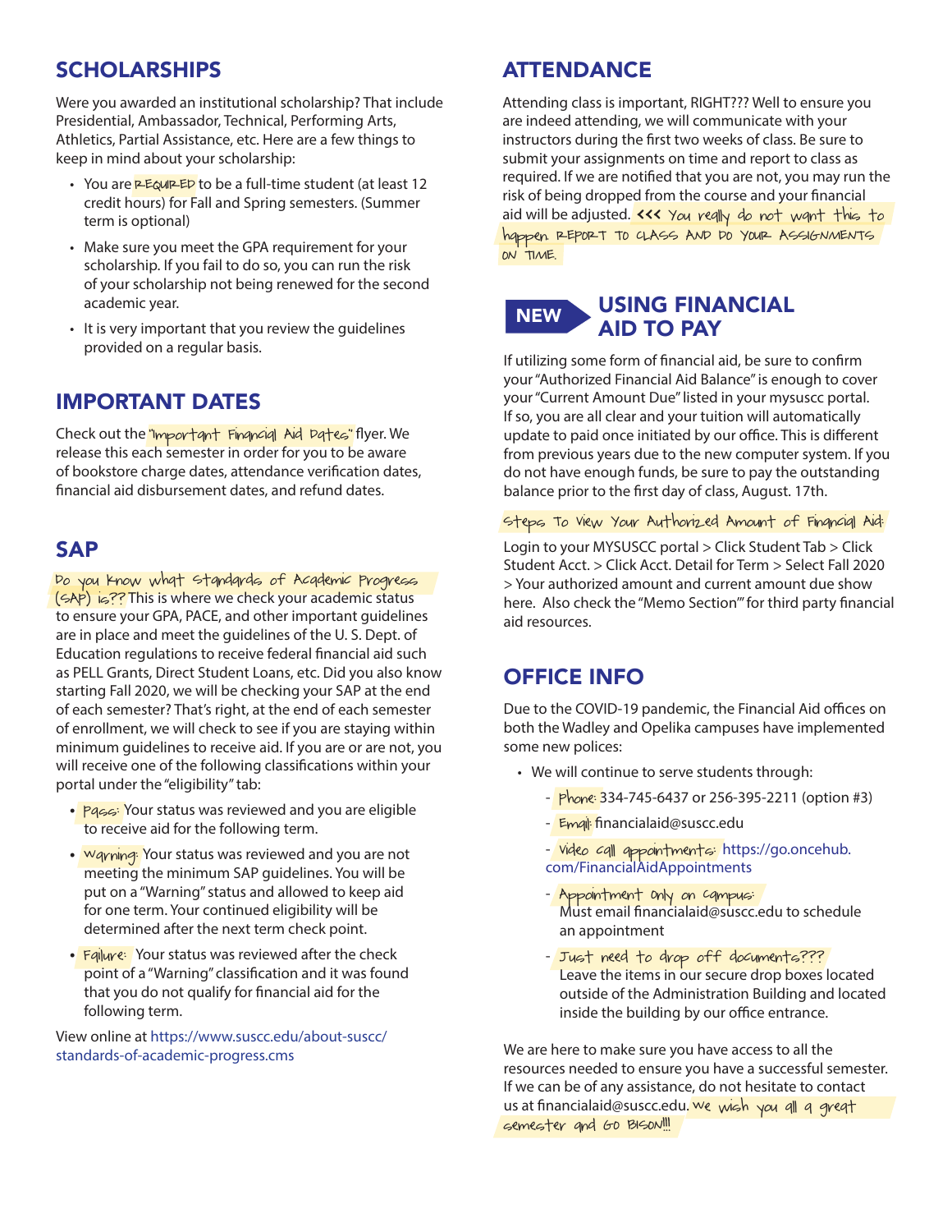## SCHOLARSHIPS

Were you awarded an institutional scholarship? That include Presidential, Ambassador, Technical, Performing Arts, Athletics, Partial Assistance, etc. Here are a few things to keep in mind about your scholarship:

- You are REQUIRED to be a full-time student (at least 12 credit hours) for Fall and Spring semesters. (Summer term is optional)
- Make sure you meet the GPA requirement for your scholarship. If you fail to do so, you can run the risk of your scholarship not being renewed for the second academic year.
- It is very important that you review the guidelines provided on a regular basis.

## IMPORTANT DATES

Check out the "Important Financial Aid Dates" flyer. We release this each semester in order for you to be aware of bookstore charge dates, attendance verification dates, financial aid disbursement dates, and refund dates.

## SAP

Do you know what Standards of Academic Progress (SAP) is?? This is where we check your academic status to ensure your GPA, PACE, and other important guidelines are in place and meet the guidelines of the U. S. Dept. of Education regulations to receive federal financial aid such as PELL Grants, Direct Student Loans, etc. Did you also know starting Fall 2020, we will be checking your SAP at the end of each semester? That's right, at the end of each semester of enrollment, we will check to see if you are staying within minimum guidelines to receive aid. If you are or are not, you will receive one of the following classifications within your portal under the "eligibility" tab:

- Pass: Your status was reviewed and you are eligible to receive aid for the following term.
- Warning: Your status was reviewed and you are not meeting the minimum SAP guidelines. You will be put on a "Warning" status and allowed to keep aid for one term. Your continued eligibility will be determined after the next term check point.
- Failure: Your status was reviewed after the check point of a "Warning" classification and it was found that you do not qualify for financial aid for the following term.

View online at https://www.suscc.edu/about-suscc/standards-of-academic-progress.cms

## ATTENDANCE

Attending class is important, RIGHT??? Well to ensure you are indeed attending, we will communicate with your instructors during the first two weeks of class. Be sure to submit your assignments on time and report to class as required. If we are notified that you are not, you may run the risk of being dropped from the course and your financial aid will be adjusted. <<< You really do not want this to happen. REPORT TO CLASS AND DO YOUR ASSIGNMENTS ON TIME.

## NEW USING FINANCIAL AID TO PAY

If utilizing some form of financial aid, be sure to confirm your "Authorized Financial Aid Balance" is enough to cover your "Current Amount Due" listed in your mysuscc portal. If so, you are all clear and your tuition will automatically update to paid once initiated by our office. This is different from previous years due to the new computer system. If you do not have enough funds, be sure to pay the outstanding balance prior to the first day of class, August. 17th.

Steps To View Your Authorized Amount of Financial Aid:

Login to your MYSUSCC portal > Click Student Tab > Click Student Acct. > Click Acct. Detail for Term > Select Fall 2020 > Your authorized amount and current amount due show here. Also check the "Memo Section"' for third party financial aid resources.

## OFFICE INFO

Due to the COVID-19 pandemic, the Financial Aid offices on both the Wadley and Opelika campuses have implemented some new polices:

- We will continue to serve students through:
  - Phone: 334-745-6437 or 256-395-2211 (option #3)
  - Email: financialaid@suscc.edu
  - Video call appointments: https://go.oncehub.com/FinancialAidAppointments
  - Appointment only on campus: Must email financialaid@suscc.edu to schedule an appointment
  - Just need to drop off documents??? Leave the items in our secure drop boxes located outside of the Administration Building and located inside the building by our office entrance.

We are here to make sure you have access to all the resources needed to ensure you have a successful semester. If we can be of any assistance, do not hesitate to contact us at financialaid@suscc.edu. We wish you all a great semester and Go BISON!!!